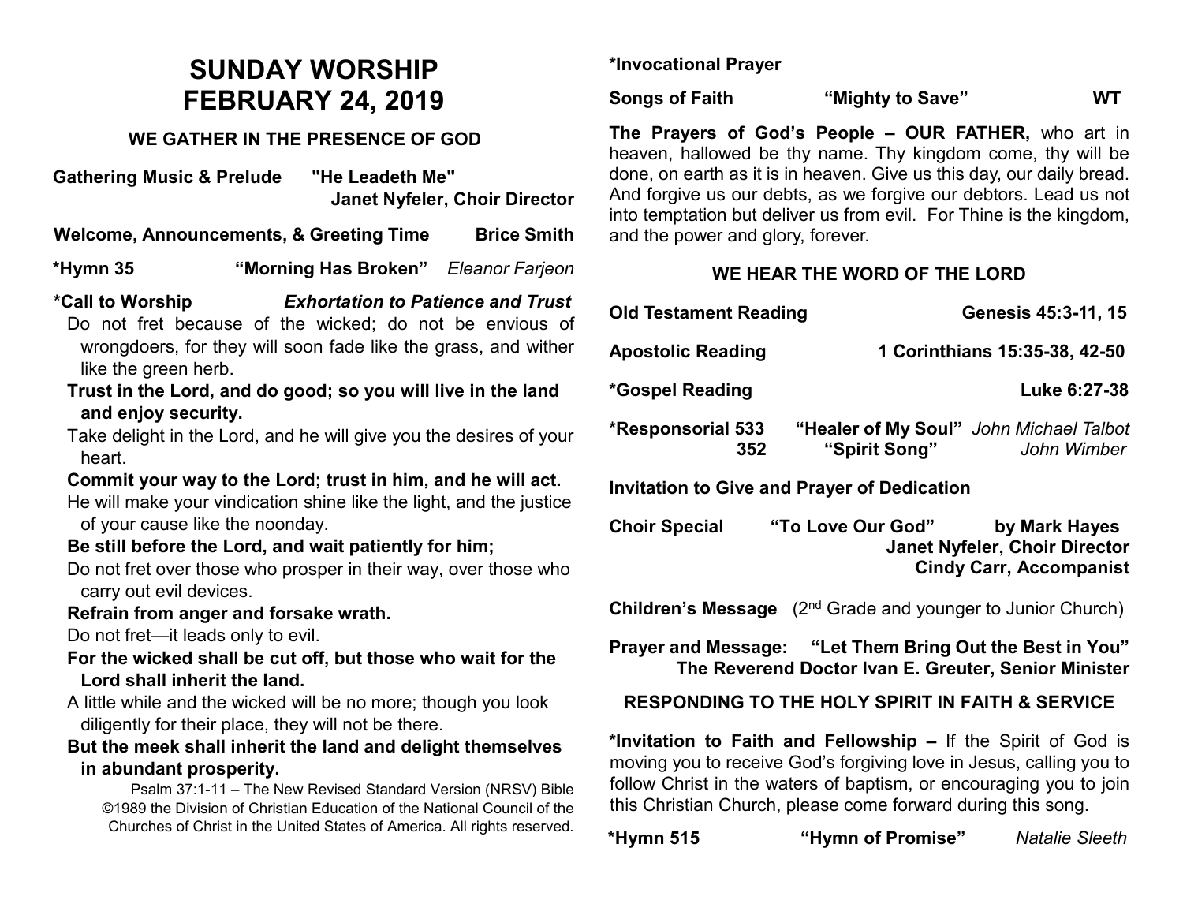# SUNDAY WORSHIP
# FEBRUARY 24, 2019

## WE GATHER IN THE PRESENCE OF GOD

**Gathering Music & Prelude** **"He Leadeth Me"**
**Janet Nyfeler, Choir Director**

**Welcome, Announcements, & Greeting Time** **Brice Smith**

**\*Hymn 35** **"Morning Has Broken"** *Eleanor Farjeon*

**\*Call to Worship** ***Exhortation to Patience and Trust***

Do not fret because of the wicked; do not be envious of wrongdoers, for they will soon fade like the grass, and wither like the green herb.

**Trust in the Lord, and do good; so you will live in the land and enjoy security.**

Take delight in the Lord, and he will give you the desires of your heart.

**Commit your way to the Lord; trust in him, and he will act.**

He will make your vindication shine like the light, and the justice of your cause like the noonday.

**Be still before the Lord, and wait patiently for him;**

Do not fret over those who prosper in their way, over those who carry out evil devices.

**Refrain from anger and forsake wrath.**

Do not fret—it leads only to evil.

**For the wicked shall be cut off, but those who wait for the Lord shall inherit the land.**

A little while and the wicked will be no more; though you look diligently for their place, they will not be there.

**But the meek shall inherit the land and delight themselves in abundant prosperity.**

Psalm 37:1-11 – The New Revised Standard Version (NRSV) Bible ©1989 the Division of Christian Education of the National Council of the Churches of Christ in the United States of America. All rights reserved.

**\*Invocational Prayer**

**Songs of Faith** **"Mighty to Save"** **WT**

**The Prayers of God's People – OUR FATHER,** who art in heaven, hallowed be thy name. Thy kingdom come, thy will be done, on earth as it is in heaven. Give us this day, our daily bread. And forgive us our debts, as we forgive our debtors. Lead us not into temptation but deliver us from evil. For Thine is the kingdom, and the power and glory, forever.

## WE HEAR THE WORD OF THE LORD

**Old Testament Reading** **Genesis 45:3-11, 15**

**Apostolic Reading** **1 Corinthians 15:35-38, 42-50**

**\*Gospel Reading** **Luke 6:27-38**

**\*Responsorial 533** **"Healer of My Soul"** *John Michael Talbot*
**352** **"Spirit Song"** *John Wimber*

**Invitation to Give and Prayer of Dedication**

**Choir Special** **"To Love Our God"** **by Mark Hayes**
**Janet Nyfeler, Choir Director**
**Cindy Carr, Accompanist**

**Children's Message** (2nd Grade and younger to Junior Church)

**Prayer and Message:** **"Let Them Bring Out the Best in You"**
**The Reverend Doctor Ivan E. Greuter, Senior Minister**

## RESPONDING TO THE HOLY SPIRIT IN FAITH & SERVICE

**\*Invitation to Faith and Fellowship –** If the Spirit of God is moving you to receive God's forgiving love in Jesus, calling you to follow Christ in the waters of baptism, or encouraging you to join this Christian Church, please come forward during this song.

**\*Hymn 515** **"Hymn of Promise"** *Natalie Sleeth*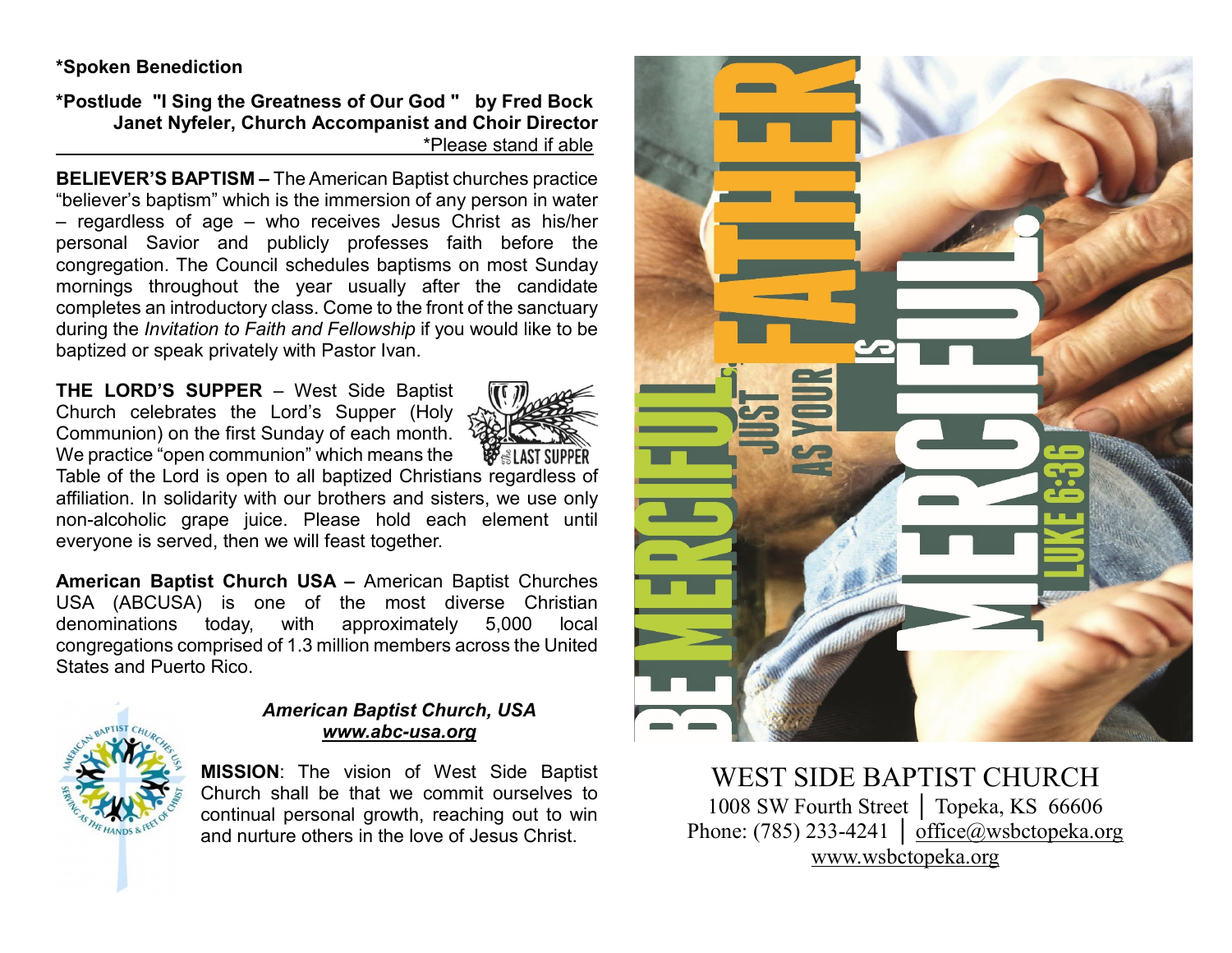**\*Spoken Benediction**

**\*Postlude "I Sing the Greatness of Our God " by Fred Bock**
**Janet Nyfeler, Church Accompanist and Choir Director**

\*Please stand if able

---

**BELIEVER'S BAPTISM –** The American Baptist churches practice "believer's baptism" which is the immersion of any person in water – regardless of age – who receives Jesus Christ as his/her personal Savior and publicly professes faith before the congregation. The Council schedules baptisms on most Sunday mornings throughout the year usually after the candidate completes an introductory class. Come to the front of the sanctuary during the *Invitation to Faith and Fellowship* if you would like to be baptized or speak privately with Pastor Ivan.

**THE LORD'S SUPPER** – West Side Baptist Church celebrates the Lord's Supper (Holy Communion) on the first Sunday of each month. We practice "open communion" which means the Table of the Lord is open to all baptized Christians regardless of affiliation. In solidarity with our brothers and sisters, we use only non-alcoholic grape juice. Please hold each element until everyone is served, then we will feast together.

**American Baptist Church USA –** American Baptist Churches USA (ABCUSA) is one of the most diverse Christian denominations today, with approximately 5,000 local congregations comprised of 1.3 million members across the United States and Puerto Rico.

***American Baptist Church, USA***
***www.abc-usa.org***

**MISSION**: The vision of West Side Baptist Church shall be that we commit ourselves to continual personal growth, reaching out to win and nurture others in the love of Jesus Christ.

BE MERCIFUL, JUST AS YOUR FATHER IS MERCIFUL. LUKE 6:36

WEST SIDE BAPTIST CHURCH
1008 SW Fourth Street | Topeka, KS 66606
Phone: (785) 233-4241 | office@wsbctopeka.org
www.wsbctopeka.org